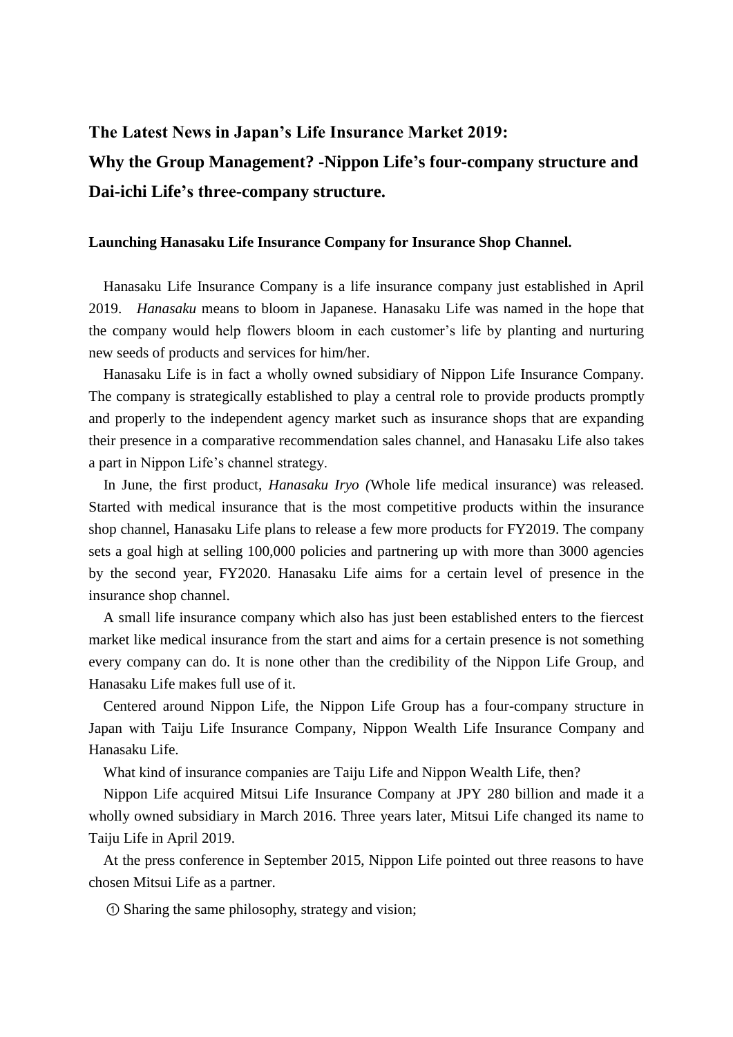# The Latest News in Japan's Life Insurance Market 2019: Why the Group Management? -Nippon Life's four-company structure and Dai-ichi Life's three-company structure.

### Launching Hanasaku Life Insurance Company for Insurance Shop Channel.

Hanasaku Life Insurance Company is a life insurance company just established in April 2019. *Hanasaku* means to bloom in Japanese. Hanasaku Life was named in the hope that the company would help flowers bloom in each customer's life by planting and nurturing new seeds of products and services for him/her.

Hanasaku Life is in fact a wholly owned subsidiary of Nippon Life Insurance Company. The company is strategically established to play a central role to provide products promptly and properly to the independent agency market such as insurance shops that are expanding their presence in a comparative recommendation sales channel, and Hanasaku Life also takes a part in Nippon Life's channel strategy.

In June, the first product, *Hanasaku Iryo (*Whole life medical insurance) was released. Started with medical insurance that is the most competitive products within the insurance shop channel, Hanasaku Life plans to release a few more products for FY2019. The company sets a goal high at selling 100,000 policies and partnering up with more than 3000 agencies by the second year, FY2020. Hanasaku Life aims for a certain level of presence in the insurance shop channel.

A small life insurance company which also has just been established enters to the fiercest market like medical insurance from the start and aims for a certain presence is not something every company can do. It is none other than the credibility of the Nippon Life Group, and Hanasaku Life makes full use of it.

Centered around Nippon Life, the Nippon Life Group has a four-company structure in Japan with Taiju Life Insurance Company, Nippon Wealth Life Insurance Company and Hanasaku Life.

What kind of insurance companies are Taiju Life and Nippon Wealth Life, then?

Nippon Life acquired Mitsui Life Insurance Company at JPY 280 billion and made it a wholly owned subsidiary in March 2016. Three years later, Mitsui Life changed its name to Taiju Life in April 2019.

At the press conference in September 2015, Nippon Life pointed out three reasons to have chosen Mitsui Life as a partner.

① Sharing the same philosophy, strategy and vision;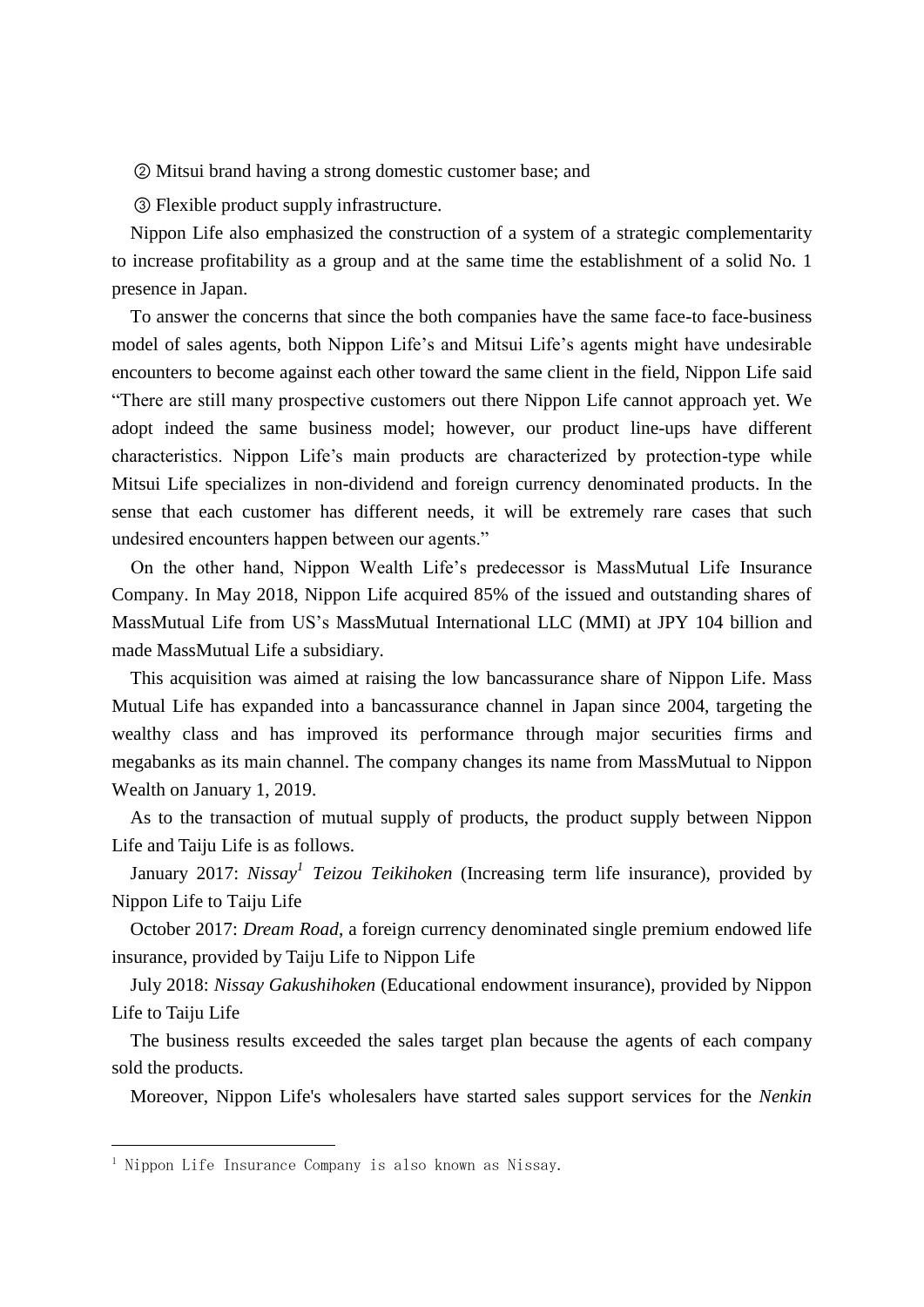② Mitsui brand having a strong domestic customer base; and

③ Flexible product supply infrastructure.

Nippon Life also emphasized the construction of a system of a strategic complementarity to increase profitability as a group and at the same time the establishment of a solid No. 1 presence in Japan.

To answer the concerns that since the both companies have the same face-to face-business model of sales agents, both Nippon Life's and Mitsui Life's agents might have undesirable encounters to become against each other toward the same client in the field, Nippon Life said "There are still many prospective customers out there Nippon Life cannot approach yet. We adopt indeed the same business model; however, our product line-ups have different characteristics. Nippon Life's main products are characterized by protection-type while Mitsui Life specializes in non-dividend and foreign currency denominated products. In the sense that each customer has different needs, it will be extremely rare cases that such undesired encounters happen between our agents."

On the other hand, Nippon Wealth Life's predecessor is MassMutual Life Insurance Company. In May 2018, Nippon Life acquired 85% of the issued and outstanding shares of MassMutual Life from US's MassMutual International LLC (MMI) at JPY 104 billion and made MassMutual Life a subsidiary.

This acquisition was aimed at raising the low bancassurance share of Nippon Life. Mass Mutual Life has expanded into a bancassurance channel in Japan since 2004, targeting the wealthy class and has improved its performance through major securities firms and megabanks as its main channel. The company changes its name from MassMutual to Nippon Wealth on January 1, 2019.

As to the transaction of mutual supply of products, the product supply between Nippon Life and Taiju Life is as follows.

January 2017: *Nissay*[1] *Teizou Teikihoken* (Increasing term life insurance), provided by Nippon Life to Taiju Life

October 2017: *Dream Road*, a foreign currency denominated single premium endowed life insurance, provided by Taiju Life to Nippon Life

July 2018: *Nissay Gakushihoken* (Educational endowment insurance), provided by Nippon Life to Taiju Life

The business results exceeded the sales target plan because the agents of each company sold the products.

Moreover, Nippon Life's wholesalers have started sales support services for the *Nenkin*

[1] Nippon Life Insurance Company is also known as Nissay.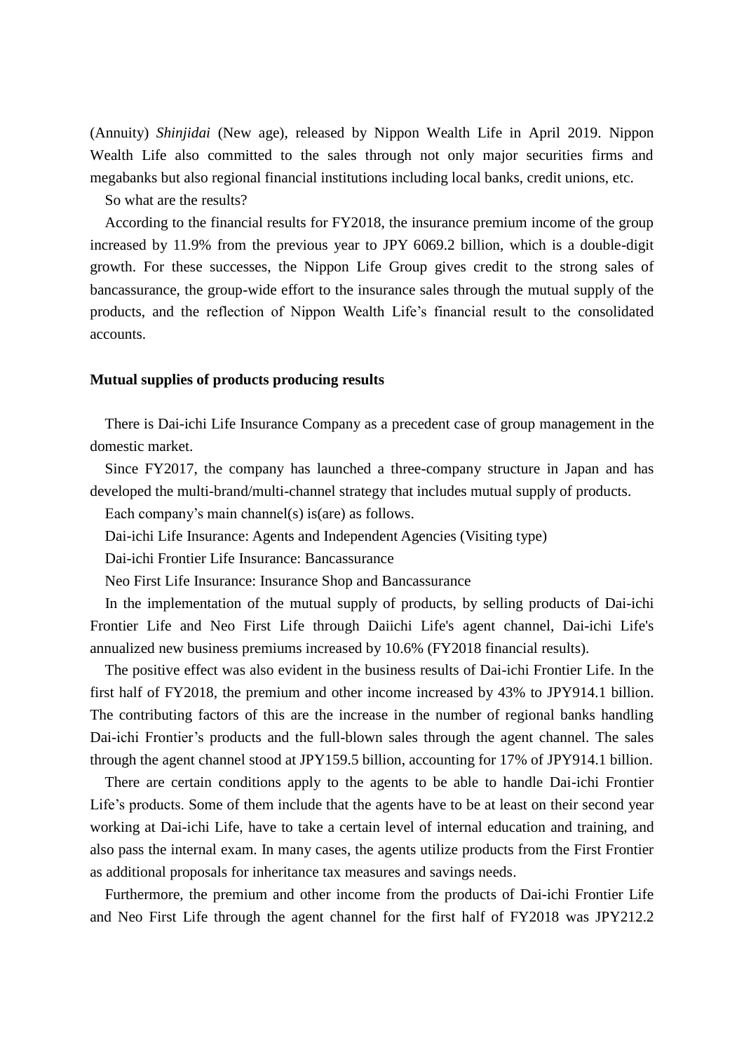(Annuity) *Shinjidai* (New age), released by Nippon Wealth Life in April 2019. Nippon Wealth Life also committed to the sales through not only major securities firms and megabanks but also regional financial institutions including local banks, credit unions, etc.

So what are the results?

According to the financial results for FY2018, the insurance premium income of the group increased by 11.9% from the previous year to JPY 6069.2 billion, which is a double-digit growth. For these successes, the Nippon Life Group gives credit to the strong sales of bancassurance, the group-wide effort to the insurance sales through the mutual supply of the products, and the reflection of Nippon Wealth Life's financial result to the consolidated accounts.

**Mutual supplies of products producing results**

There is Dai-ichi Life Insurance Company as a precedent case of group management in the domestic market.

Since FY2017, the company has launched a three-company structure in Japan and has developed the multi-brand/multi-channel strategy that includes mutual supply of products.

Each company's main channel(s) is(are) as follows.

Dai-ichi Life Insurance: Agents and Independent Agencies (Visiting type)

Dai-ichi Frontier Life Insurance: Bancassurance

Neo First Life Insurance: Insurance Shop and Bancassurance

In the implementation of the mutual supply of products, by selling products of Dai-ichi Frontier Life and Neo First Life through Daiichi Life's agent channel, Dai-ichi Life's annualized new business premiums increased by 10.6% (FY2018 financial results).

The positive effect was also evident in the business results of Dai-ichi Frontier Life. In the first half of FY2018, the premium and other income increased by 43% to JPY914.1 billion. The contributing factors of this are the increase in the number of regional banks handling Dai-ichi Frontier's products and the full-blown sales through the agent channel. The sales through the agent channel stood at JPY159.5 billion, accounting for 17% of JPY914.1 billion.

There are certain conditions apply to the agents to be able to handle Dai-ichi Frontier Life's products. Some of them include that the agents have to be at least on their second year working at Dai-ichi Life, have to take a certain level of internal education and training, and also pass the internal exam. In many cases, the agents utilize products from the First Frontier as additional proposals for inheritance tax measures and savings needs.

Furthermore, the premium and other income from the products of Dai-ichi Frontier Life and Neo First Life through the agent channel for the first half of FY2018 was JPY212.2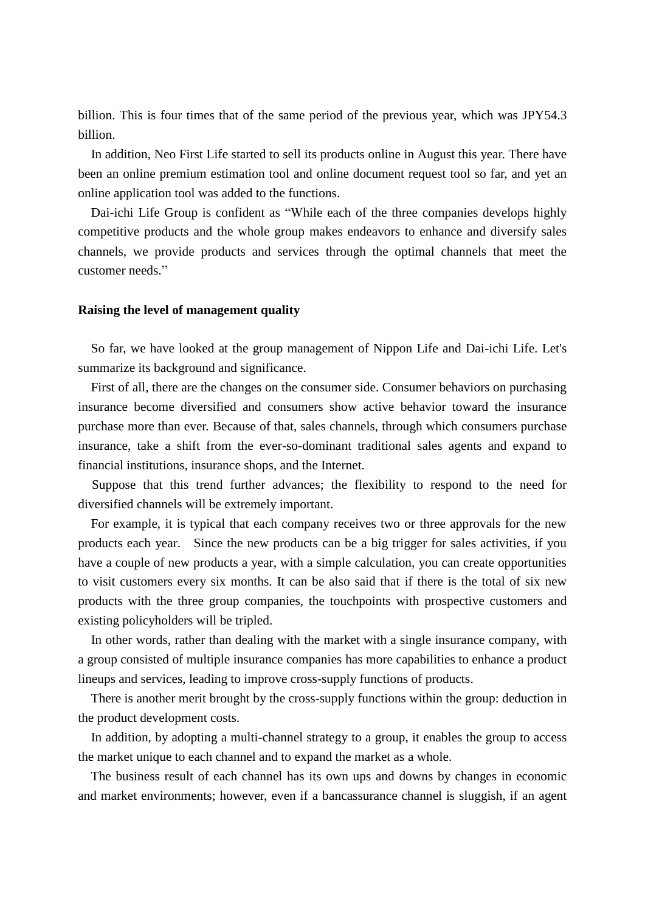billion. This is four times that of the same period of the previous year, which was JPY54.3 billion.

In addition, Neo First Life started to sell its products online in August this year. There have been an online premium estimation tool and online document request tool so far, and yet an online application tool was added to the functions.

Dai-ichi Life Group is confident as "While each of the three companies develops highly competitive products and the whole group makes endeavors to enhance and diversify sales channels, we provide products and services through the optimal channels that meet the customer needs."

**Raising the level of management quality**

So far, we have looked at the group management of Nippon Life and Dai-ichi Life. Let's summarize its background and significance.

First of all, there are the changes on the consumer side. Consumer behaviors on purchasing insurance become diversified and consumers show active behavior toward the insurance purchase more than ever. Because of that, sales channels, through which consumers purchase insurance, take a shift from the ever-so-dominant traditional sales agents and expand to financial institutions, insurance shops, and the Internet.

Suppose that this trend further advances; the flexibility to respond to the need for diversified channels will be extremely important.

For example, it is typical that each company receives two or three approvals for the new products each year. Since the new products can be a big trigger for sales activities, if you have a couple of new products a year, with a simple calculation, you can create opportunities to visit customers every six months. It can be also said that if there is the total of six new products with the three group companies, the touchpoints with prospective customers and existing policyholders will be tripled.

In other words, rather than dealing with the market with a single insurance company, with a group consisted of multiple insurance companies has more capabilities to enhance a product lineups and services, leading to improve cross-supply functions of products.

There is another merit brought by the cross-supply functions within the group: deduction in the product development costs.

In addition, by adopting a multi-channel strategy to a group, it enables the group to access the market unique to each channel and to expand the market as a whole.

The business result of each channel has its own ups and downs by changes in economic and market environments; however, even if a bancassurance channel is sluggish, if an agent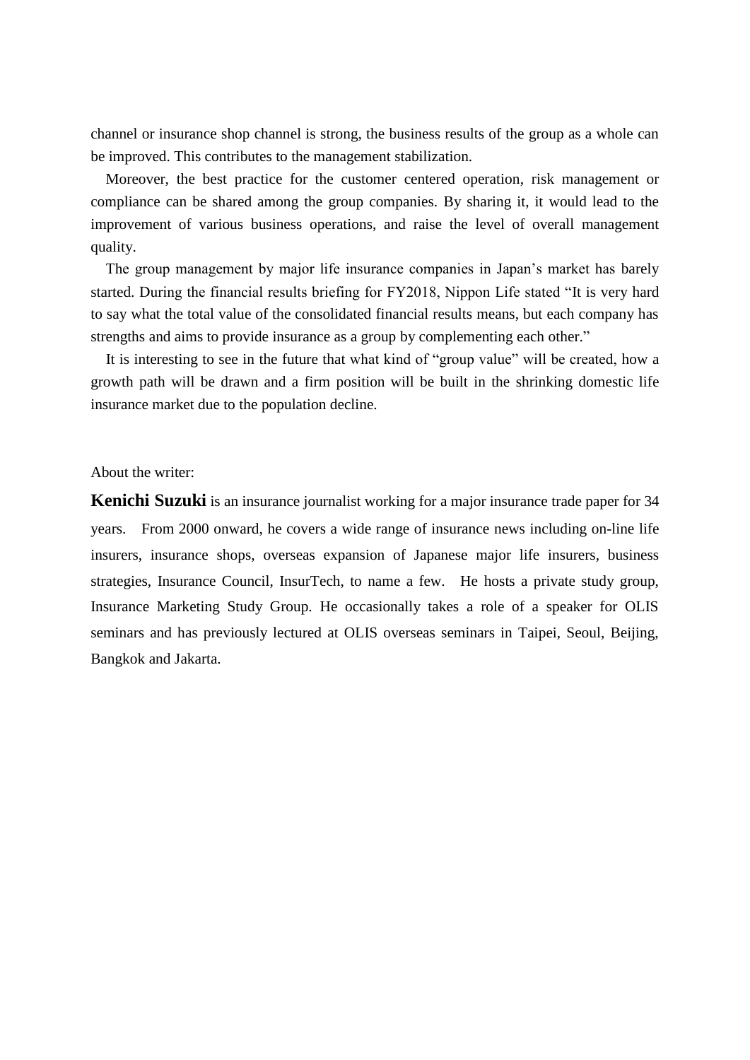channel or insurance shop channel is strong, the business results of the group as a whole can be improved. This contributes to the management stabilization.

Moreover, the best practice for the customer centered operation, risk management or compliance can be shared among the group companies. By sharing it, it would lead to the improvement of various business operations, and raise the level of overall management quality.

The group management by major life insurance companies in Japan's market has barely started. During the financial results briefing for FY2018, Nippon Life stated "It is very hard to say what the total value of the consolidated financial results means, but each company has strengths and aims to provide insurance as a group by complementing each other."

It is interesting to see in the future that what kind of "group value" will be created, how a growth path will be drawn and a firm position will be built in the shrinking domestic life insurance market due to the population decline.

About the writer:

**Kenichi Suzuki** is an insurance journalist working for a major insurance trade paper for 34 years. From 2000 onward, he covers a wide range of insurance news including on-line life insurers, insurance shops, overseas expansion of Japanese major life insurers, business strategies, Insurance Council, InsurTech, to name a few. He hosts a private study group, Insurance Marketing Study Group. He occasionally takes a role of a speaker for OLIS seminars and has previously lectured at OLIS overseas seminars in Taipei, Seoul, Beijing, Bangkok and Jakarta.